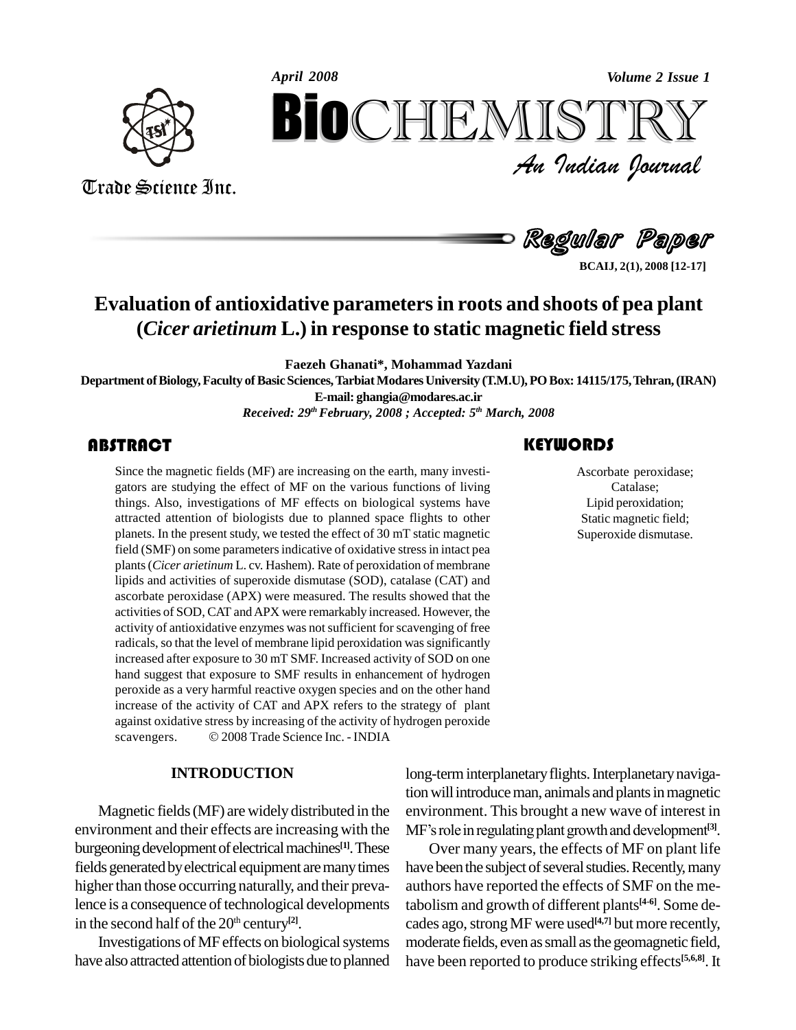# Evaluation of antioxidative parameters in roots and shoots of pea plant (*Cicer arietinum* L.) in response to static magnetic field stress

**Faezeh Ghanati\*, Mohammad Yazdani**

**Department of Biology, Faculty of Basic Sciences, Tarbiat Modares University (T.M.U), PO Box: 14115/175, Tehran, (IRAN)**

**E-mail: ghangia@modares.ac.ir**

***Received: 29th February, 2008 ; Accepted: 5th March, 2008***

## ABSTRACT

Since the magnetic fields (MF) are increasing on the earth, many investigators are studying the effect of MF on the various functions of living things. Also, investigations of MF effects on biological systems have attracted attention of biologists due to planned space flights to other planets. In the present study, we tested the effect of 30 mT static magnetic field (SMF) on some parameters indicative of oxidative stress in intact pea plants (*Cicer arietinum* L. cv. Hashem). Rate of peroxidation of membrane lipids and activities of superoxide dismutase (SOD), catalase (CAT) and ascorbate peroxidase (APX) were measured. The results showed that the activities of SOD, CAT and APX were remarkably increased. However, the activity of antioxidative enzymes was not sufficient for scavenging of free radicals, so that the level of membrane lipid peroxidation was significantly increased after exposure to 30 mT SMF. Increased activity of SOD on one hand suggest that exposure to SMF results in enhancement of hydrogen peroxide as a very harmful reactive oxygen species and on the other hand increase of the activity of CAT and APX refers to the strategy of plant against oxidative stress by increasing of the activity of hydrogen peroxide scavengers. © 2008 Trade Science Inc. - INDIA

## KEYWORDS

Ascorbate peroxidase;
Catalase;
Lipid peroxidation;
Static magnetic field;
Superoxide dismutase.

## INTRODUCTION

Magnetic fields (MF) are widely distributed in the environment and their effects are increasing with the burgeoning development of electrical machines[1]. These fields generated by electrical equipment are many times higher than those occurring naturally, and their prevalence is a consequence of technological developments in the second half of the 20th century[2].

Investigations of MF effects on biological systems have also attracted attention of biologists due to planned long-term interplanetary flights. Interplanetary navigation will introduce man, animals and plants in magnetic environment. This brought a new wave of interest in MF's role in regulating plant growth and development[3].

Over many years, the effects of MF on plant life have been the subject of several studies. Recently, many authors have reported the effects of SMF on the metabolism and growth of different plants[4-6]. Some decades ago, strong MF were used[4,7] but more recently, moderate fields, even as small as the geomagnetic field, have been reported to produce striking effects[5,6,8]. It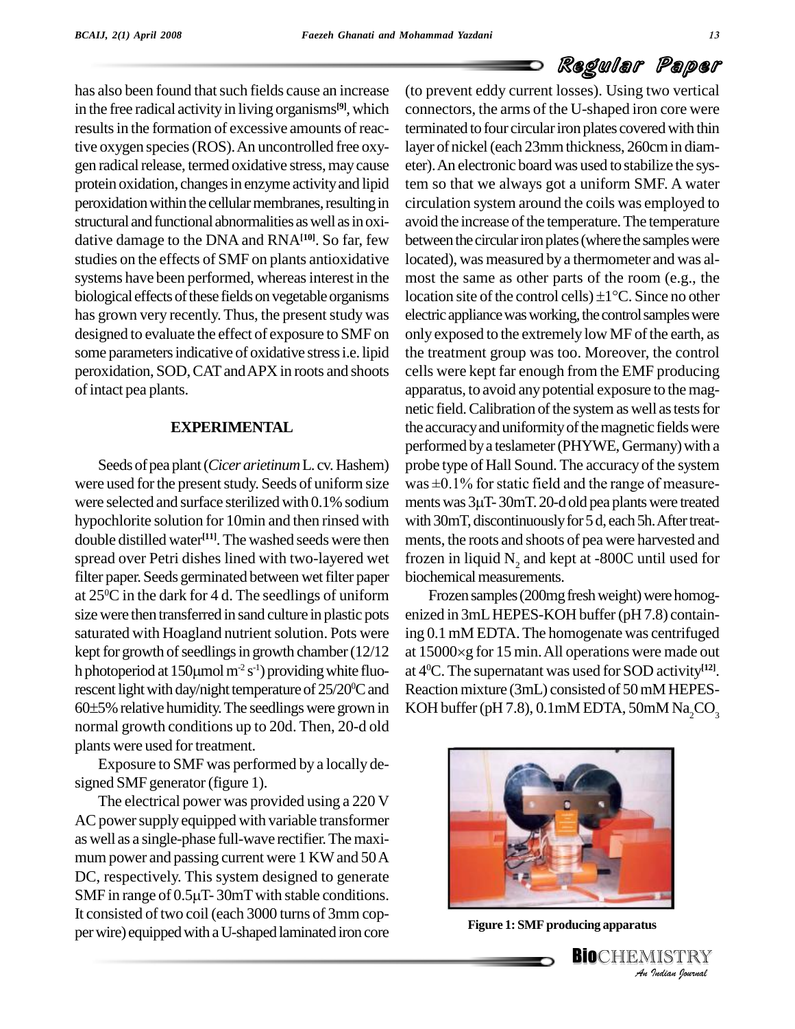has also been found that such fields cause an increase in the free radical activity in living organisms[9], which results in the formation of excessive amounts of reactive oxygen species (ROS). An uncontrolled free oxygen radical release, termed oxidative stress, may cause protein oxidation, changes in enzyme activity and lipid peroxidation within the cellular membranes, resulting in structural and functional abnormalities as well as in oxidative damage to the DNA and RNA[10]. So far, few studies on the effects of SMF on plants antioxidative systems have been performed, whereas interest in the biological effects of these fields on vegetable organisms has grown very recently. Thus, the present study was designed to evaluate the effect of exposure to SMF on some parameters indicative of oxidative stress i.e. lipid peroxidation, SOD, CAT and APX in roots and shoots of intact pea plants.

## EXPERIMENTAL

Seeds of pea plant (*Cicer arietinum* L. cv. Hashem) were used for the present study. Seeds of uniform size were selected and surface sterilized with 0.1% sodium hypochlorite solution for 10min and then rinsed with double distilled water[11]. The washed seeds were then spread over Petri dishes lined with two-layered wet filter paper. Seeds germinated between wet filter paper at 25$^0$C in the dark for 4 d. The seedlings of uniform size were then transferred in sand culture in plastic pots saturated with Hoagland nutrient solution. Pots were kept for growth of seedlings in growth chamber (12/12 h photoperiod at 150μmol $m^{-2}$ $s^{-1}$) providing white fluorescent light with day/night temperature of 25/20$^0$C and 60±5% relative humidity. The seedlings were grown in normal growth conditions up to 20d. Then, 20-d old plants were used for treatment.

Exposure to SMF was performed by a locally designed SMF generator (figure 1).

The electrical power was provided using a 220 V AC power supply equipped with variable transformer as well as a single-phase full-wave rectifier. The maximum power and passing current were 1 KW and 50 A DC, respectively. This system designed to generate SMF in range of 0.5μT- 30mT with stable conditions. It consisted of two coil (each 3000 turns of 3mm copper wire) equipped with a U-shaped laminated iron core (to prevent eddy current losses). Using two vertical connectors, the arms of the U-shaped iron core were terminated to four circular iron plates covered with thin layer of nickel (each 23mm thickness, 260cm in diameter). An electronic board was used to stabilize the system so that we always got a uniform SMF. A water circulation system around the coils was employed to avoid the increase of the temperature. The temperature between the circular iron plates (where the samples were located), was measured by a thermometer and was almost the same as other parts of the room (e.g., the location site of the control cells) ±1°C. Since no other electric appliance was working, the control samples were only exposed to the extremely low MF of the earth, as the treatment group was too. Moreover, the control cells were kept far enough from the EMF producing apparatus, to avoid any potential exposure to the magnetic field. Calibration of the system as well as tests for the accuracy and uniformity of the magnetic fields were performed by a teslameter (PHYWE, Germany) with a probe type of Hall Sound. The accuracy of the system was ±0.1% for static field and the range of measurements was 3μT- 30mT. 20-d old pea plants were treated with 30mT, discontinuously for 5 d, each 5h. After treatments, the roots and shoots of pea were harvested and frozen in liquid $N_2$ and kept at -800C until used for biochemical measurements.

Frozen samples (200mg fresh weight) were homogenized in 3mL HEPES-KOH buffer (pH 7.8) containing 0.1 mM EDTA. The homogenate was centrifuged at 15000×g for 15 min. All operations were made out at 4$^0$C. The supernatant was used for SOD activity[12]. Reaction mixture (3mL) consisted of 50 mM HEPES-KOH buffer (pH 7.8), 0.1mM EDTA, 50mM $Na_2CO_3$

**Figure 1: SMF producing apparatus**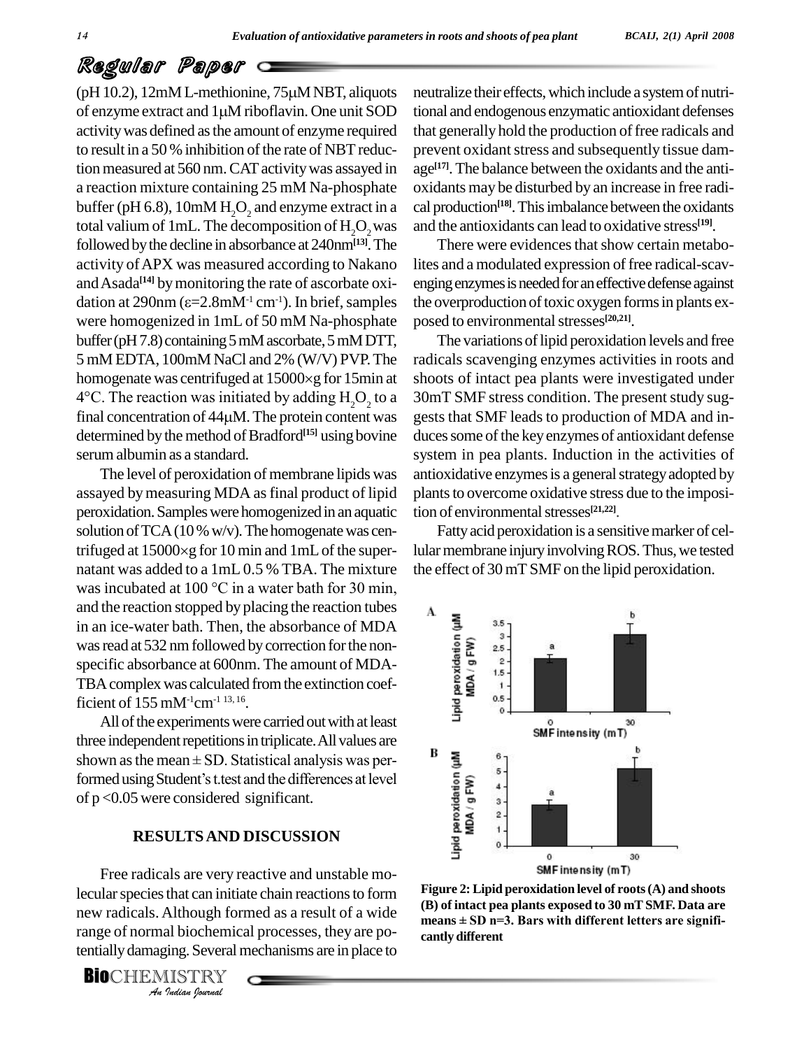(pH 10.2), 12mM L-methionine, 75μM NBT, aliquots of enzyme extract and 1μM riboflavin. One unit SOD activity was defined as the amount of enzyme required to result in a 50 % inhibition of the rate of NBT reduction measured at 560 nm. CAT activity was assayed in a reaction mixture containing 25 mM Na-phosphate buffer (pH 6.8), 10mM $H_2O_2$ and enzyme extract in a total valium of 1mL. The decomposition of $H_2O_2$ was followed by the decline in absorbance at 240nm[13]. The activity of APX was measured according to Nakano and Asada[14] by monitoring the rate of ascorbate oxidation at 290nm ($\varepsilon$=2.8mM$^{-1}$ cm$^{-1}$). In brief, samples were homogenized in 1mL of 50 mM Na-phosphate buffer (pH 7.8) containing 5 mM ascorbate, 5 mM DTT, 5 mM EDTA, 100mM NaCl and 2% (W/V) PVP. The homogenate was centrifuged at 15000×g for 15min at 4°C. The reaction was initiated by adding $H_2O_2$ to a final concentration of 44μM. The protein content was determined by the method of Bradford[15] using bovine serum albumin as a standard.

The level of peroxidation of membrane lipids was assayed by measuring MDA as final product of lipid peroxidation. Samples were homogenized in an aquatic solution of TCA (10 % w/v). The homogenate was centrifuged at 15000×g for 10 min and 1mL of the supernatant was added to a 1mL 0.5 % TBA. The mixture was incubated at 100 °C in a water bath for 30 min, and the reaction stopped by placing the reaction tubes in an ice-water bath. Then, the absorbance of MDA was read at 532 nm followed by correction for the non-specific absorbance at 600nm. The amount of MDA-TBA complex was calculated from the extinction coefficient of 155 mM$^{-1}$cm$^{-1}$ [13,16].

All of the experiments were carried out with at least three independent repetitions in triplicate. All values are shown as the mean ± SD. Statistical analysis was performed using Student's t.test and the differences at level of $p < 0.05$ were considered significant.

## RESULTS AND DISCUSSION

Free radicals are very reactive and unstable molecular species that can initiate chain reactions to form new radicals. Although formed as a result of a wide range of normal biochemical processes, they are potentially damaging. Several mechanisms are in place to neutralize their effects, which include a system of nutritional and endogenous enzymatic antioxidant defenses that generally hold the production of free radicals and prevent oxidant stress and subsequently tissue damage[17]. The balance between the oxidants and the antioxidants may be disturbed by an increase in free radical production[18]. This imbalance between the oxidants and the antioxidants can lead to oxidative stress[19].

There were evidences that show certain metabolites and a modulated expression of free radical-scavenging enzymes is needed for an effective defense against the overproduction of toxic oxygen forms in plants exposed to environmental stresses[20,21].

The variations of lipid peroxidation levels and free radicals scavenging enzymes activities in roots and shoots of intact pea plants were investigated under 30mT SMF stress condition. The present study suggests that SMF leads to production of MDA and induces some of the key enzymes of antioxidant defense system in pea plants. Induction in the activities of antioxidative enzymes is a general strategy adopted by plants to overcome oxidative stress due to the imposition of environmental stresses[21,22].

Fatty acid peroxidation is a sensitive marker of cellular membrane injury involving ROS. Thus, we tested the effect of 30 mT SMF on the lipid peroxidation.

**Figure 2: Lipid peroxidation level of roots (A) and shoots (B) of intact pea plants exposed to 30 mT SMF. Data are means ± SD n=3. Bars with different letters are significantly different**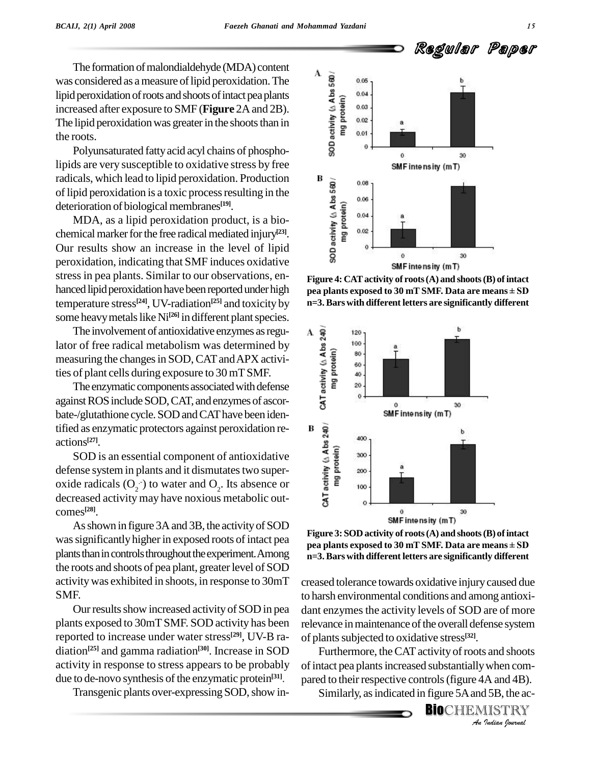The formation of malondialdehyde (MDA) content was considered as a measure of lipid peroxidation. The lipid peroxidation of roots and shoots of intact pea plants increased after exposure to SMF (**Figure** 2A and 2B). The lipid peroxidation was greater in the shoots than in the roots.

Polyunsaturated fatty acid acyl chains of phospholipids are very susceptible to oxidative stress by free radicals, which lead to lipid peroxidation. Production of lipid peroxidation is a toxic process resulting in the deterioration of biological membranes[19].

MDA, as a lipid peroxidation product, is a biochemical marker for the free radical mediated injury[23]. Our results show an increase in the level of lipid peroxidation, indicating that SMF induces oxidative stress in pea plants. Similar to our observations, enhanced lipid peroxidation have been reported under high temperature stress[24], UV-radiation[25] and toxicity by some heavy metals like Ni[26] in different plant species.

The involvement of antioxidative enzymes as regulator of free radical metabolism was determined by measuring the changes in SOD, CAT and APX activities of plant cells during exposure to 30 mT SMF.

The enzymatic components associated with defense against ROS include SOD, CAT, and enzymes of ascorbate-/glutathione cycle. SOD and CAT have been identified as enzymatic protectors against peroxidation reactions[27].

SOD is an essential component of antioxidative defense system in plants and it dismutates two superoxide radicals ($O_2^{\cdot-}$) to water and $O_2$. Its absence or decreased activity may have noxious metabolic outcomes[28].

As shown in figure 3A and 3B, the activity of SOD was significantly higher in exposed roots of intact pea plants than in controls throughout the experiment. Among the roots and shoots of pea plant, greater level of SOD activity was exhibited in shoots, in response to 30mT SMF.

Our results show increased activity of SOD in pea plants exposed to 30mT SMF. SOD activity has been reported to increase under water stress[29], UV-B radiation[25] and gamma radiation[30]. Increase in SOD activity in response to stress appears to be probably due to de-novo synthesis of the enzymatic protein[31].

Transgenic plants over-expressing SOD, show increased tolerance towards oxidative injury caused due to harsh environmental conditions and among antioxidant enzymes the activity levels of SOD are of more relevance in maintenance of the overall defense system of plants subjected to oxidative stress[32].

Furthermore, the CAT activity of roots and shoots of intact pea plants increased substantially when compared to their respective controls (figure 4A and 4B).

Similarly, as indicated in figure 5A and 5B, the ac-

**Figure 4: CAT activity of roots (A) and shoots (B) of intact pea plants exposed to 30 mT SMF. Data are means ± SD n=3. Bars with different letters are significantly different**

**Figure 3: SOD activity of roots (A) and shoots (B) of intact pea plants exposed to 30 mT SMF. Data are means ± SD n=3. Bars with different letters are significantly different**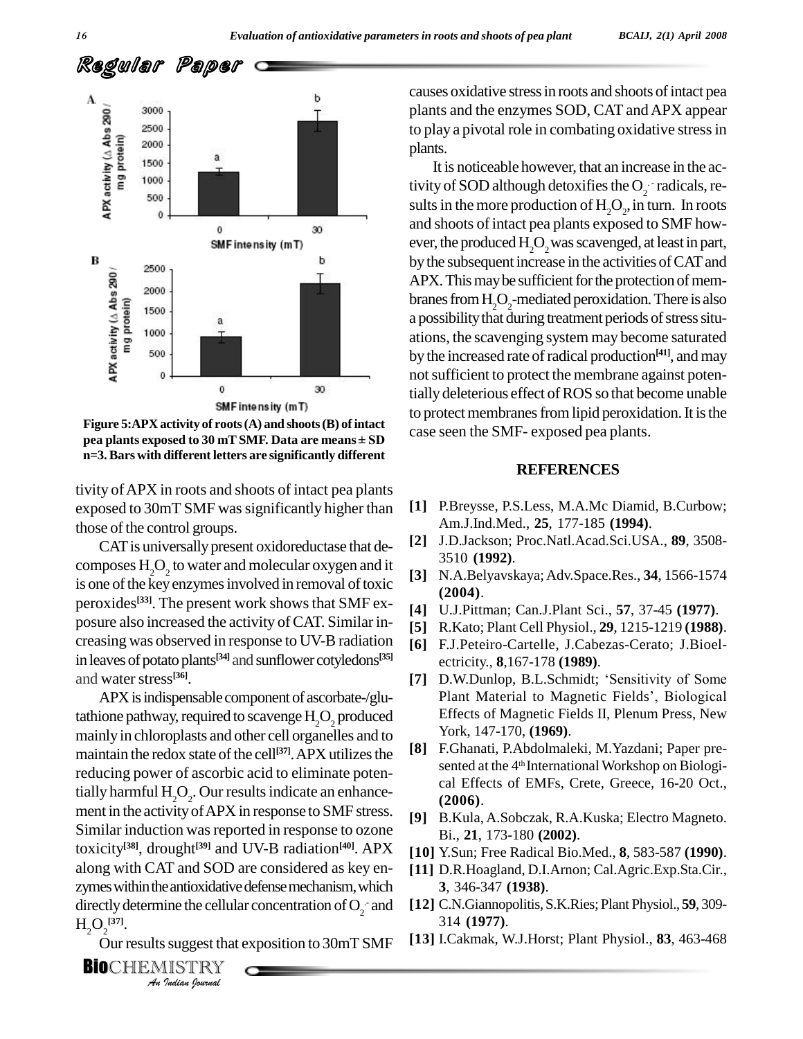Figure 5: APX activity of roots (A) and shoots (B) of intact pea plants exposed to 30 mT SMF. Data are means ± SD n=3. Bars with different letters are significantly different

tivity of APX in roots and shoots of intact pea plants exposed to 30mT SMF was significantly higher than those of the control groups.

CAT is universally present oxidoreductase that decomposes $H_2O_2$ to water and molecular oxygen and it is one of the key enzymes involved in removal of toxic peroxides[33]. The present work shows that SMF exposure also increased the activity of CAT. Similar increasing was observed in response to UV-B radiation in leaves of potato plants[34] and sunflower cotyledons[35] and water stress[36].

APX is indispensable component of ascorbate-/glutathione pathway, required to scavenge $H_2O_2$ produced mainly in chloroplasts and other cell organelles and to maintain the redox state of the cell[37]. APX utilizes the reducing power of ascorbic acid to eliminate potentially harmful $H_2O_2$. Our results indicate an enhancement in the activity of APX in response to SMF stress. Similar induction was reported in response to ozone toxicity[38], drought[39] and UV-B radiation[40]. APX along with CAT and SOD are considered as key enzymes within the antioxidative defense mechanism, which directly determine the cellular concentration of $O_2^{\cdot -}$ and $H_2O_2$[37].

Our results suggest that exposition to 30mT SMF causes oxidative stress in roots and shoots of intact pea plants and the enzymes SOD, CAT and APX appear to play a pivotal role in combating oxidative stress in plants.

It is noticeable however, that an increase in the activity of SOD although detoxifies the $O_2^{\cdot -}$ radicals, results in the more production of $H_2O_2$, in turn. In roots and shoots of intact pea plants exposed to SMF however, the produced $H_2O_2$ was scavenged, at least in part, by the subsequent increase in the activities of CAT and APX. This may be sufficient for the protection of membranes from $H_2O_2$-mediated peroxidation. There is also a possibility that during treatment periods of stress situations, the scavenging system may become saturated by the increased rate of radical production[41], and may not sufficient to protect the membrane against potentially deleterious effect of ROS so that become unable to protect membranes from lipid peroxidation. It is the case seen the SMF- exposed pea plants.

## REFERENCES

[1] P.Breysse, P.S.Less, M.A.Mc Diamid, B.Curbow; Am.J.Ind.Med., **25**, 177-185 **(1994)**.

[2] J.D.Jackson; Proc.Natl.Acad.Sci.USA., **89**, 3508-3510 **(1992)**.

[3] N.A.Belyavskaya; Adv.Space.Res., **34**, 1566-1574 **(2004)**.

[4] U.J.Pittman; Can.J.Plant Sci., **57**, 37-45 **(1977)**.

[5] R.Kato; Plant Cell Physiol., **29**, 1215-1219 **(1988)**.

[6] F.J.Peteiro-Cartelle, J.Cabezas-Cerato; J.Bioelectricity., **8**,167-178 **(1989)**.

[7] D.W.Dunlop, B.L.Schmidt; 'Sensitivity of Some Plant Material to Magnetic Fields', Biological Effects of Magnetic Fields II, Plenum Press, New York, 147-170, **(1969)**.

[8] F.Ghanati, P.Abdolmaleki, M.Yazdani; Paper presented at the 4th International Workshop on Biological Effects of EMFs, Crete, Greece, 16-20 Oct., **(2006)**.

[9] B.Kula, A.Sobczak, R.A.Kuska; Electro Magneto. Bi., **21**, 173-180 **(2002)**.

[10] Y.Sun; Free Radical Bio.Med., **8**, 583-587 **(1990)**.

[11] D.R.Hoagland, D.I.Arnon; Cal.Agric.Exp.Sta.Cir., **3**, 346-347 **(1938)**.

[12] C.N.Giannopolitis, S.K.Ries; Plant Physiol., **59**, 309-314 **(1977)**.

[13] I.Cakmak, W.J.Horst; Plant Physiol., **83**, 463-468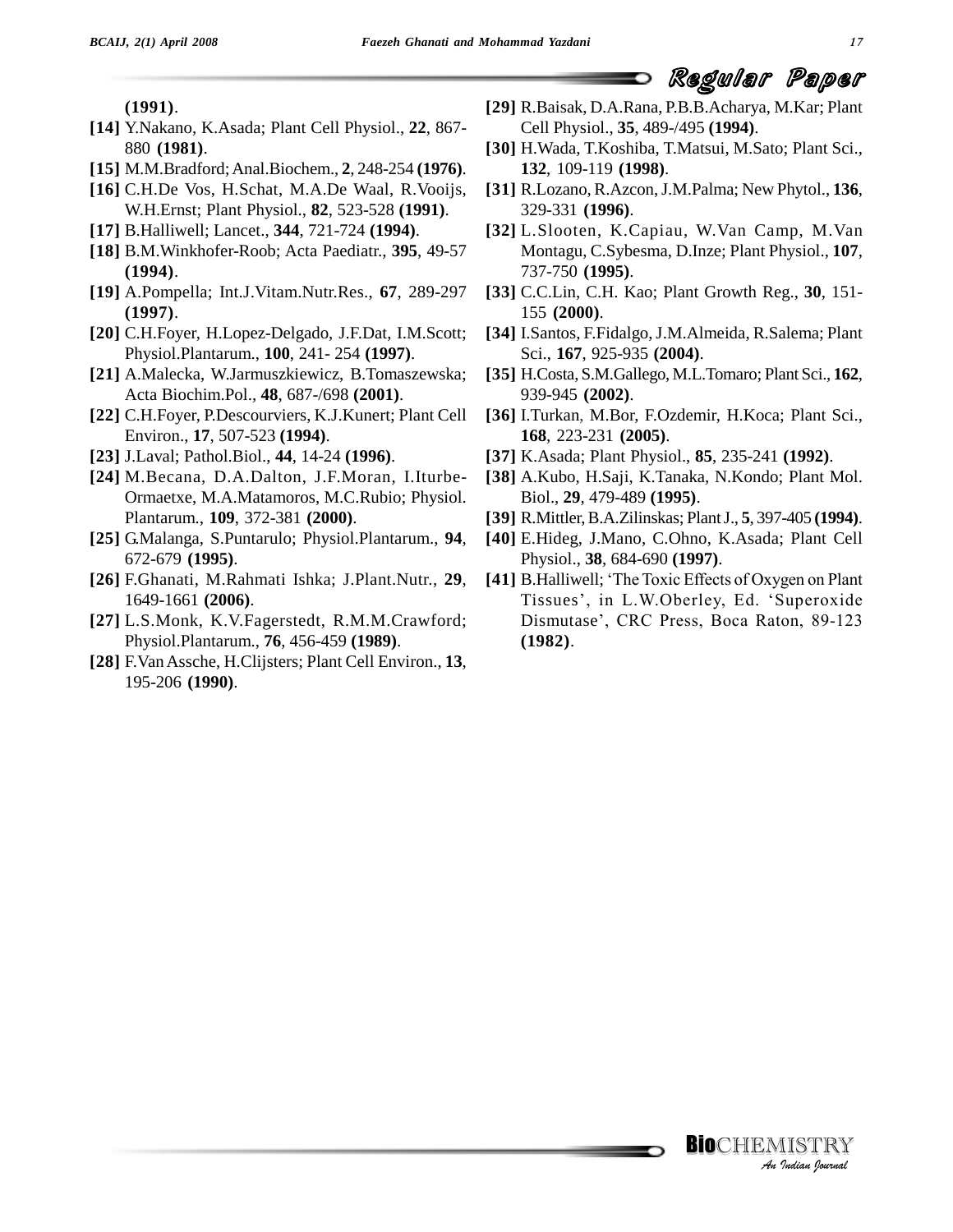**(1991)**.

**[14]** Y.Nakano, K.Asada; Plant Cell Physiol., **22**, 867-880 **(1981)**.

**[15]** M.M.Bradford; Anal.Biochem., **2**, 248-254 **(1976)**.

**[16]** C.H.De Vos, H.Schat, M.A.De Waal, R.Vooijs, W.H.Ernst; Plant Physiol., **82**, 523-528 **(1991)**.

**[17]** B.Halliwell; Lancet., **344**, 721-724 **(1994)**.

**[18]** B.M.Winkhofer-Roob; Acta Paediatr., **395**, 49-57 **(1994)**.

**[19]** A.Pompella; Int.J.Vitam.Nutr.Res., **67**, 289-297 **(1997)**.

**[20]** C.H.Foyer, H.Lopez-Delgado, J.F.Dat, I.M.Scott; Physiol.Plantarum., **100**, 241- 254 **(1997)**.

**[21]** A.Malecka, W.Jarmuszkiewicz, B.Tomaszewska; Acta Biochim.Pol., **48**, 687-/698 **(2001)**.

**[22]** C.H.Foyer, P.Descourviers, K.J.Kunert; Plant Cell Environ., **17**, 507-523 **(1994)**.

**[23]** J.Laval; Pathol.Biol., **44**, 14-24 **(1996)**.

**[24]** M.Becana, D.A.Dalton, J.F.Moran, I.Iturbe-Ormaetxe, M.A.Matamoros, M.C.Rubio; Physiol. Plantarum., **109**, 372-381 **(2000)**.

**[25]** G.Malanga, S.Puntarulo; Physiol.Plantarum., **94**, 672-679 **(1995)**.

**[26]** F.Ghanati, M.Rahmati Ishka; J.Plant.Nutr., **29**, 1649-1661 **(2006)**.

**[27]** L.S.Monk, K.V.Fagerstedt, R.M.M.Crawford; Physiol.Plantarum., **76**, 456-459 **(1989)**.

**[28]** F.Van Assche, H.Clijsters; Plant Cell Environ., **13**, 195-206 **(1990)**.

**[29]** R.Baisak, D.A.Rana, P.B.B.Acharya, M.Kar; Plant Cell Physiol., **35**, 489-/495 **(1994)**.

**[30]** H.Wada, T.Koshiba, T.Matsui, M.Sato; Plant Sci., **132**, 109-119 **(1998)**.

**[31]** R.Lozano, R.Azcon, J.M.Palma; New Phytol., **136**, 329-331 **(1996)**.

**[32]** L.Slooten, K.Capiau, W.Van Camp, M.Van Montagu, C.Sybesma, D.Inze; Plant Physiol., **107**, 737-750 **(1995)**.

**[33]** C.C.Lin, C.H. Kao; Plant Growth Reg., **30**, 151-155 **(2000)**.

**[34]** I.Santos, F.Fidalgo, J.M.Almeida, R.Salema; Plant Sci., **167**, 925-935 **(2004)**.

**[35]** H.Costa, S.M.Gallego, M.L.Tomaro; Plant Sci., **162**, 939-945 **(2002)**.

**[36]** I.Turkan, M.Bor, F.Ozdemir, H.Koca; Plant Sci., **168**, 223-231 **(2005)**.

**[37]** K.Asada; Plant Physiol., **85**, 235-241 **(1992)**.

**[38]** A.Kubo, H.Saji, K.Tanaka, N.Kondo; Plant Mol. Biol., **29**, 479-489 **(1995)**.

**[39]** R.Mittler, B.A.Zilinskas; Plant J., **5**, 397-405 **(1994)**.

**[40]** E.Hideg, J.Mano, C.Ohno, K.Asada; Plant Cell Physiol., **38**, 684-690 **(1997)**.

**[41]** B.Halliwell; 'The Toxic Effects of Oxygen on Plant Tissues', in L.W.Oberley, Ed. 'Superoxide Dismutase', CRC Press, Boca Raton, 89-123 **(1982)**.